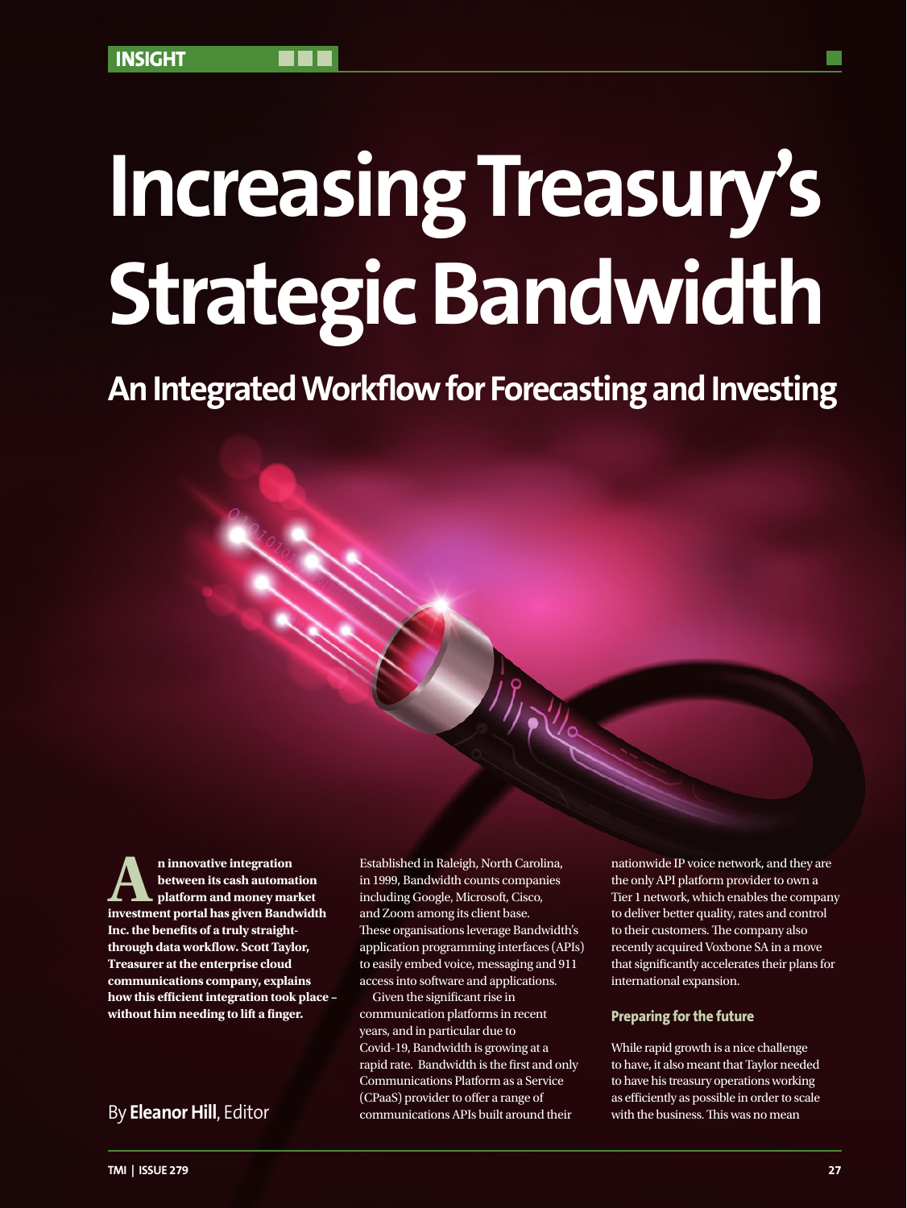INSIGHT

# Increasing Treasury's Strategic Bandwidth

## An Integrated Workflow for Forecasting and Investing

**An innovative integration between its cash automation platform and money market investment portal has given Bandwidth Inc. the benefits of a truly straight-through data workflow. Scott Taylor, Treasurer at the enterprise cloud communications company, explains how this efficient integration took place – without him needing to lift a finger.**

By **Eleanor Hill**, Editor

Established in Raleigh, North Carolina, in 1999, Bandwidth counts companies including Google, Microsoft, Cisco, and Zoom among its client base. These organisations leverage Bandwidth's application programming interfaces (APIs) to easily embed voice, messaging and 911 access into software and applications.

Given the significant rise in communication platforms in recent years, and in particular due to Covid-19, Bandwidth is growing at a rapid rate. Bandwidth is the first and only Communications Platform as a Service (CPaaS) provider to offer a range of communications APIs built around their nationwide IP voice network, and they are the only API platform provider to own a Tier 1 network, which enables the company to deliver better quality, rates and control to their customers. The company also recently acquired Voxbone SA in a move that significantly accelerates their plans for international expansion.

### Preparing for the future

While rapid growth is a nice challenge to have, it also meant that Taylor needed to have his treasury operations working as efficiently as possible in order to scale with the business. This was no mean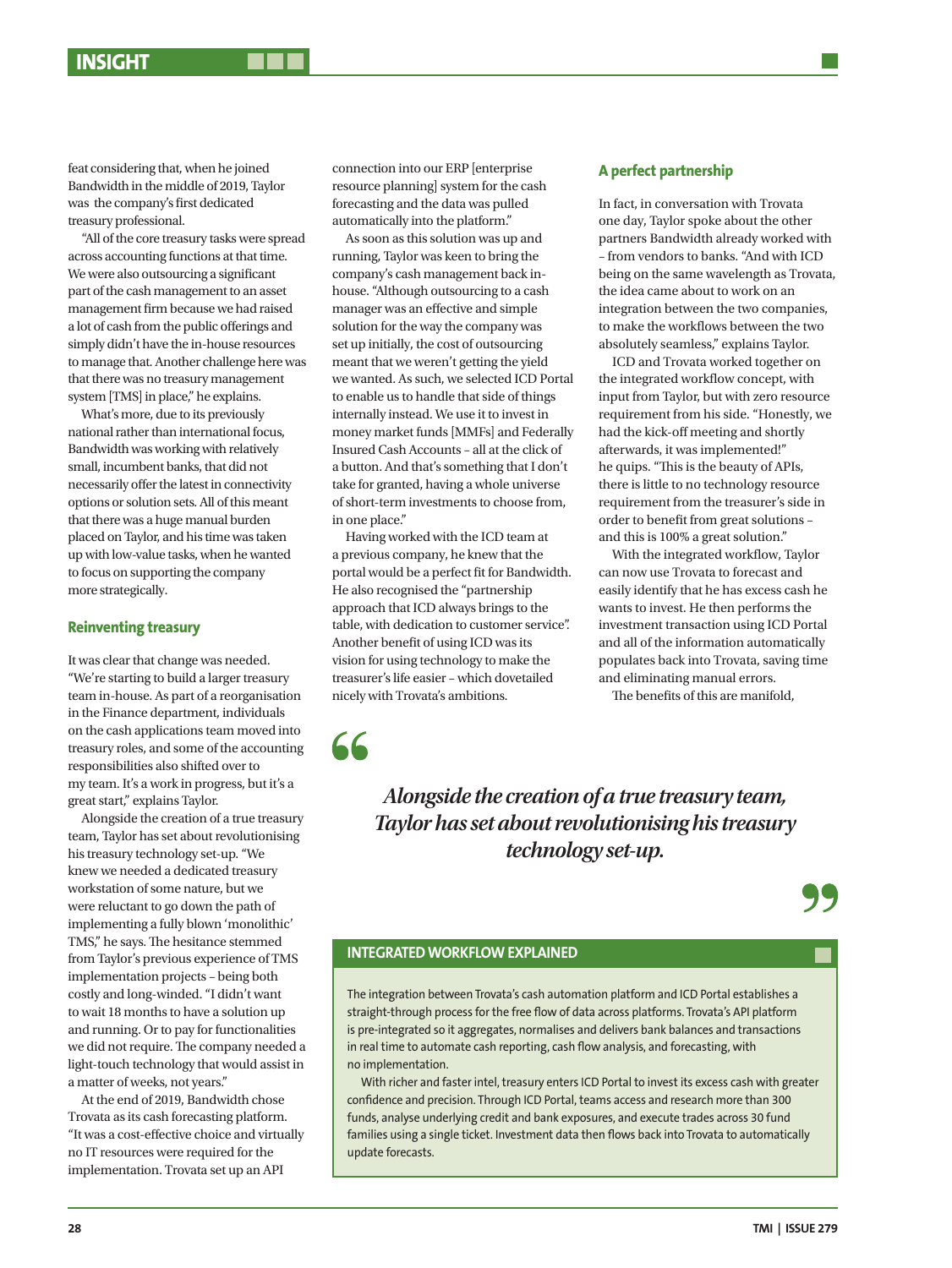feat considering that, when he joined Bandwidth in the middle of 2019, Taylor was the company's first dedicated treasury professional.

"All of the core treasury tasks were spread across accounting functions at that time. We were also outsourcing a significant part of the cash management to an asset management firm because we had raised a lot of cash from the public offerings and simply didn't have the in-house resources to manage that. Another challenge here was that there was no treasury management system [TMS] in place," he explains.

What's more, due to its previously national rather than international focus, Bandwidth was working with relatively small, incumbent banks, that did not necessarily offer the latest in connectivity options or solution sets. All of this meant that there was a huge manual burden placed on Taylor, and his time was taken up with low-value tasks, when he wanted to focus on supporting the company more strategically.

### Reinventing treasury

It was clear that change was needed. "We're starting to build a larger treasury team in-house. As part of a reorganisation in the Finance department, individuals on the cash applications team moved into treasury roles, and some of the accounting responsibilities also shifted over to my team. It's a work in progress, but it's a great start," explains Taylor.

Alongside the creation of a true treasury team, Taylor has set about revolutionising his treasury technology set-up. "We knew we needed a dedicated treasury workstation of some nature, but we were reluctant to go down the path of implementing a fully blown 'monolithic' TMS," he says. The hesitance stemmed from Taylor's previous experience of TMS implementation projects – being both costly and long-winded. "I didn't want to wait 18 months to have a solution up and running. Or to pay for functionalities we did not require. The company needed a light-touch technology that would assist in a matter of weeks, not years."

At the end of 2019, Bandwidth chose Trovata as its cash forecasting platform. "It was a cost-effective choice and virtually no IT resources were required for the implementation. Trovata set up an API connection into our ERP [enterprise resource planning] system for the cash forecasting and the data was pulled automatically into the platform."

As soon as this solution was up and running, Taylor was keen to bring the company's cash management back in-house. "Although outsourcing to a cash manager was an effective and simple solution for the way the company was set up initially, the cost of outsourcing meant that we weren't getting the yield we wanted. As such, we selected ICD Portal to enable us to handle that side of things internally instead. We use it to invest in money market funds [MMFs] and Federally Insured Cash Accounts – all at the click of a button. And that's something that I don't take for granted, having a whole universe of short-term investments to choose from, in one place."

Having worked with the ICD team at a previous company, he knew that the portal would be a perfect fit for Bandwidth. He also recognised the "partnership approach that ICD always brings to the table, with dedication to customer service". Another benefit of using ICD was its vision for using technology to make the treasurer's life easier – which dovetailed nicely with Trovata's ambitions.

### A perfect partnership

In fact, in conversation with Trovata one day, Taylor spoke about the other partners Bandwidth already worked with – from vendors to banks. "And with ICD being on the same wavelength as Trovata, the idea came about to work on an integration between the two companies, to make the workflows between the two absolutely seamless," explains Taylor.

ICD and Trovata worked together on the integrated workflow concept, with input from Taylor, but with zero resource requirement from his side. "Honestly, we had the kick-off meeting and shortly afterwards, it was implemented!" he quips. "This is the beauty of APIs, there is little to no technology resource requirement from the treasurer's side in order to benefit from great solutions – and this is 100% a great solution."

With the integrated workflow, Taylor can now use Trovata to forecast and easily identify that he has excess cash he wants to invest. He then performs the investment transaction using ICD Portal and all of the information automatically populates back into Trovata, saving time and eliminating manual errors.

The benefits of this are manifold,

> *Alongside the creation of a true treasury team, Taylor has set about revolutionising his treasury technology set-up.*

### INTEGRATED WORKFLOW EXPLAINED

The integration between Trovata's cash automation platform and ICD Portal establishes a straight-through process for the free flow of data across platforms. Trovata's API platform is pre-integrated so it aggregates, normalises and delivers bank balances and transactions in real time to automate cash reporting, cash flow analysis, and forecasting, with no implementation.

With richer and faster intel, treasury enters ICD Portal to invest its excess cash with greater confidence and precision. Through ICD Portal, teams access and research more than 300 funds, analyse underlying credit and bank exposures, and execute trades across 30 fund families using a single ticket. Investment data then flows back into Trovata to automatically update forecasts.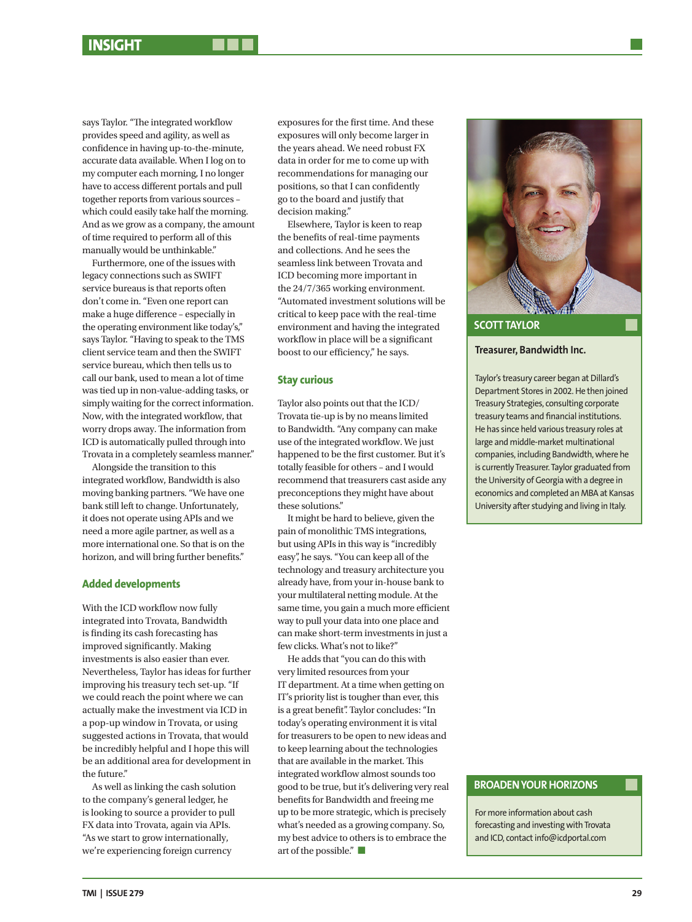says Taylor. "The integrated workflow provides speed and agility, as well as confidence in having up-to-the-minute, accurate data available. When I log on to my computer each morning, I no longer have to access different portals and pull together reports from various sources – which could easily take half the morning. And as we grow as a company, the amount of time required to perform all of this manually would be unthinkable."

Furthermore, one of the issues with legacy connections such as SWIFT service bureaus is that reports often don't come in. "Even one report can make a huge difference – especially in the operating environment like today's," says Taylor. "Having to speak to the TMS client service team and then the SWIFT service bureau, which then tells us to call our bank, used to mean a lot of time was tied up in non-value-adding tasks, or simply waiting for the correct information. Now, with the integrated workflow, that worry drops away. The information from ICD is automatically pulled through into Trovata in a completely seamless manner."

Alongside the transition to this integrated workflow, Bandwidth is also moving banking partners. "We have one bank still left to change. Unfortunately, it does not operate using APIs and we need a more agile partner, as well as a more international one. So that is on the horizon, and will bring further benefits."

## Added developments

With the ICD workflow now fully integrated into Trovata, Bandwidth is finding its cash forecasting has improved significantly. Making investments is also easier than ever. Nevertheless, Taylor has ideas for further improving his treasury tech set-up. "If we could reach the point where we can actually make the investment via ICD in a pop-up window in Trovata, or using suggested actions in Trovata, that would be incredibly helpful and I hope this will be an additional area for development in the future."

As well as linking the cash solution to the company's general ledger, he is looking to source a provider to pull FX data into Trovata, again via APIs. "As we start to grow internationally, we're experiencing foreign currency exposures for the first time. And these exposures will only become larger in the years ahead. We need robust FX data in order for me to come up with recommendations for managing our positions, so that I can confidently go to the board and justify that decision making."

Elsewhere, Taylor is keen to reap the benefits of real-time payments and collections. And he sees the seamless link between Trovata and ICD becoming more important in the 24/7/365 working environment. "Automated investment solutions will be critical to keep pace with the real-time environment and having the integrated workflow in place will be a significant boost to our efficiency," he says.

## Stay curious

Taylor also points out that the ICD/Trovata tie-up is by no means limited to Bandwidth. "Any company can make use of the integrated workflow. We just happened to be the first customer. But it's totally feasible for others – and I would recommend that treasurers cast aside any preconceptions they might have about these solutions."

It might be hard to believe, given the pain of monolithic TMS integrations, but using APIs in this way is "incredibly easy", he says. "You can keep all of the technology and treasury architecture you already have, from your in-house bank to your multilateral netting module. At the same time, you gain a much more efficient way to pull your data into one place and can make short-term investments in just a few clicks. What's not to like?"

He adds that "you can do this with very limited resources from your IT department. At a time when getting on IT's priority list is tougher than ever, this is a great benefit". Taylor concludes: "In today's operating environment it is vital for treasurers to be open to new ideas and to keep learning about the technologies that are available in the market. This integrated workflow almost sounds too good to be true, but it's delivering very real benefits for Bandwidth and freeing me up to be more strategic, which is precisely what's needed as a growing company. So, my best advice to others is to embrace the art of the possible."

### SCOTT TAYLOR

**Treasurer, Bandwidth Inc.**

Taylor's treasury career began at Dillard's Department Stores in 2002. He then joined Treasury Strategies, consulting corporate treasury teams and financial institutions. He has since held various treasury roles at large and middle-market multinational companies, including Bandwidth, where he is currently Treasurer. Taylor graduated from the University of Georgia with a degree in economics and completed an MBA at Kansas University after studying and living in Italy.

### BROADEN YOUR HORIZONS

For more information about cash forecasting and investing with Trovata and ICD, contact info@icdportal.com